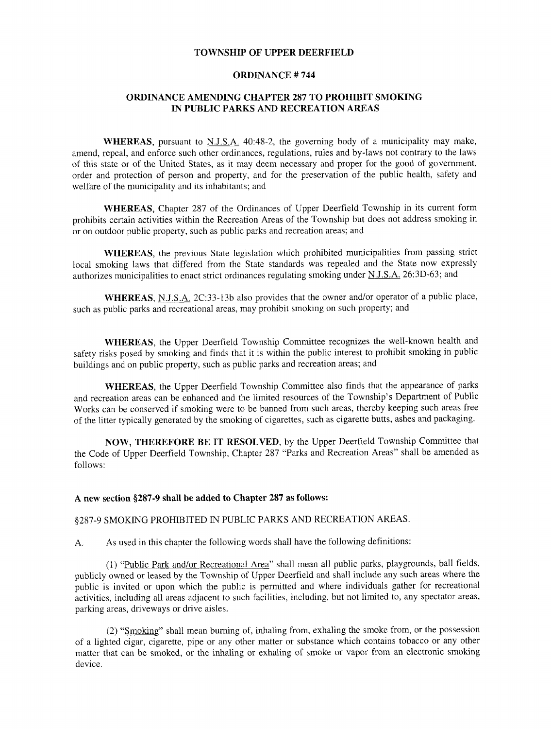# TOWNSHIP OF UPPER DEERFIELD

## ORDINANCE # 744

## ORDINANCE AMENDING CHAPTER 287 TO PROHIBIT SMOKING IN PUBLIC PARKS AND RECREATION AREAS

**WHEREAS**, pursuant to N.J.S.A. 40:48-2, the governing body of a municipality may make, amend, repeal, and enforce such other ordinances, regulations, rules and by-laws not contrary to the laws of this state or of the United States, as it may deem necessary and proper for the good of government, order and protection of person and property, and for the preservation of the public health, safety and welfare of the municipality and its inhabitants; and

**WHEREAS**, Chapter 287 of the Ordinances of Upper Deerfield Township in its current form prohibits certain activities within the Recreation Areas of the Township but does not address smoking in or on outdoor public property, such as public parks and recreation areas; and

**WHEREAS**, the previous State legislation which prohibited municipalities from passing strict local smoking laws that differed from the State standards was repealed and the State now expressly authorizes municipalities to enact strict ordinances regulating smoking under N.J.S.A. 26:3D-63; and

**WHEREAS**, N.J.S.A. 2C:33-13b also provides that the owner and/or operator of a public place, such as public parks and recreational areas, may prohibit smoking on such property; and

**WHEREAS**, the Upper Deerfield Township Committee recognizes the well-known health and safety risks posed by smoking and finds that it is within the public interest to prohibit smoking in public buildings and on public property, such as public parks and recreation areas; and

**WHEREAS**, the Upper Deerfield Township Committee also finds that the appearance of parks and recreation areas can be enhanced and the limited resources of the Township's Department of Public Works can be conserved if smoking were to be banned from such areas, thereby keeping such areas free of the litter typically generated by the smoking of cigarettes, such as cigarette butts, ashes and packaging.

**NOW, THEREFORE BE IT RESOLVED**, by the Upper Deerfield Township Committee that the Code of Upper Deerfield Township, Chapter 287 "Parks and Recreation Areas" shall be amended as follows:

**A new section §287-9 shall be added to Chapter 287 as follows:**

§287-9 SMOKING PROHIBITED IN PUBLIC PARKS AND RECREATION AREAS.

A. As used in this chapter the following words shall have the following definitions:

(1) "Public Park and/or Recreational Area" shall mean all public parks, playgrounds, ball fields, publicly owned or leased by the Township of Upper Deerfield and shall include any such areas where the public is invited or upon which the public is permitted and where individuals gather for recreational activities, including all areas adjacent to such facilities, including, but not limited to, any spectator areas, parking areas, driveways or drive aisles.

(2) "Smoking" shall mean burning of, inhaling from, exhaling the smoke from, or the possession of a lighted cigar, cigarette, pipe or any other matter or substance which contains tobacco or any other matter that can be smoked, or the inhaling or exhaling of smoke or vapor from an electronic smoking device.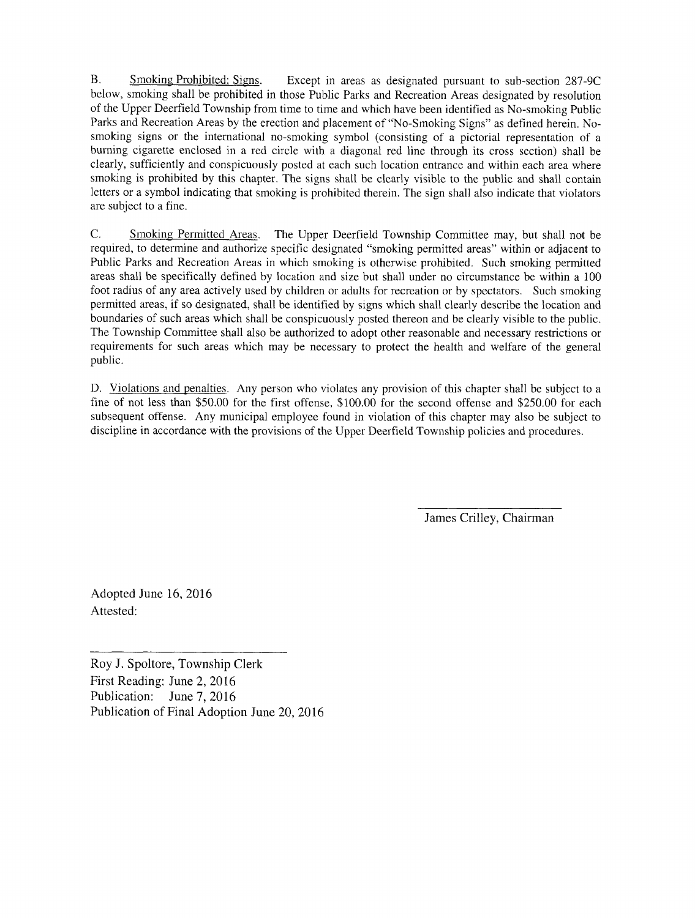B. Smoking Prohibited; Signs. Except in areas as designated pursuant to sub-section 287-9C below, smoking shall be prohibited in those Public Parks and Recreation Areas designated by resolution of the Upper Deerfield Township from time to time and which have been identified as No-smoking Public Parks and Recreation Areas by the erection and placement of "No-Smoking Signs" as defined herein. No-smoking signs or the international no-smoking symbol (consisting of a pictorial representation of a burning cigarette enclosed in a red circle with a diagonal red line through its cross section) shall be clearly, sufficiently and conspicuously posted at each such location entrance and within each area where smoking is prohibited by this chapter. The signs shall be clearly visible to the public and shall contain letters or a symbol indicating that smoking is prohibited therein. The sign shall also indicate that violators are subject to a fine.

C. Smoking Permitted Areas. The Upper Deerfield Township Committee may, but shall not be required, to determine and authorize specific designated "smoking permitted areas" within or adjacent to Public Parks and Recreation Areas in which smoking is otherwise prohibited. Such smoking permitted areas shall be specifically defined by location and size but shall under no circumstance be within a 100 foot radius of any area actively used by children or adults for recreation or by spectators. Such smoking permitted areas, if so designated, shall be identified by signs which shall clearly describe the location and boundaries of such areas which shall be conspicuously posted thereon and be clearly visible to the public. The Township Committee shall also be authorized to adopt other reasonable and necessary restrictions or requirements for such areas which may be necessary to protect the health and welfare of the general public.

D. Violations and penalties. Any person who violates any provision of this chapter shall be subject to a fine of not less than $50.00 for the first offense, $100.00 for the second offense and $250.00 for each subsequent offense. Any municipal employee found in violation of this chapter may also be subject to discipline in accordance with the provisions of the Upper Deerfield Township policies and procedures.

James Crilley, Chairman

Adopted June 16, 2016
Attested:

Roy J. Spoltore, Township Clerk
First Reading: June 2, 2016
Publication: June 7, 2016
Publication of Final Adoption June 20, 2016